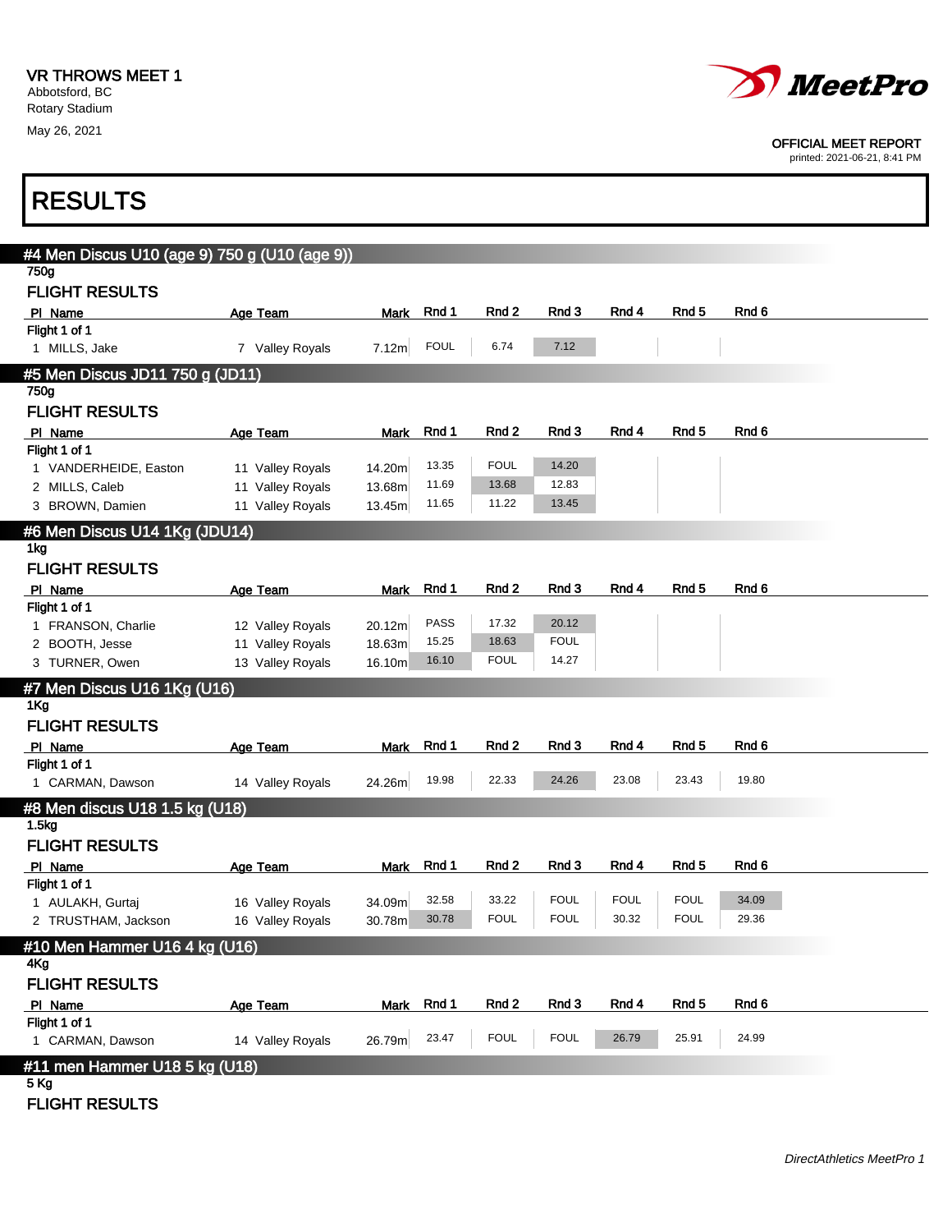VR THROWS MEET 1
Abbotsford, BC
Rotary Stadium
May 26, 2021

MeetPro

OFFICIAL MEET REPORT
printed: 2021-06-21, 8:41 PM

# RESULTS

## #4 Men Discus U10 (age 9) 750 g (U10 (age 9))

750g

### FLIGHT RESULTS

| Pl | Name | Age | Team | Mark | Rnd 1 | Rnd 2 | Rnd 3 | Rnd 4 | Rnd 5 | Rnd 6 |
|---|---|---|---|---|---|---|---|---|---|---|
| Flight 1 of 1 | | | | | | | | | | |
| 1 | MILLS, Jake | 7 | Valley Royals | 7.12m | FOUL | 6.74 | 7.12 | | | |

## #5 Men Discus JD11 750 g (JD11)

750g

### FLIGHT RESULTS

| Pl | Name | Age | Team | Mark | Rnd 1 | Rnd 2 | Rnd 3 | Rnd 4 | Rnd 5 | Rnd 6 |
|---|---|---|---|---|---|---|---|---|---|---|
| Flight 1 of 1 | | | | | | | | | | |
| 1 | VANDERHEIDE, Easton | 11 | Valley Royals | 14.20m | 13.35 | FOUL | 14.20 | | | |
| 2 | MILLS, Caleb | 11 | Valley Royals | 13.68m | 11.69 | 13.68 | 12.83 | | | |
| 3 | BROWN, Damien | 11 | Valley Royals | 13.45m | 11.65 | 11.22 | 13.45 | | | |

## #6 Men Discus U14 1Kg (JDU14)

1kg

### FLIGHT RESULTS

| Pl | Name | Age | Team | Mark | Rnd 1 | Rnd 2 | Rnd 3 | Rnd 4 | Rnd 5 | Rnd 6 |
|---|---|---|---|---|---|---|---|---|---|---|
| Flight 1 of 1 | | | | | | | | | | |
| 1 | FRANSON, Charlie | 12 | Valley Royals | 20.12m | PASS | 17.32 | 20.12 | | | |
| 2 | BOOTH, Jesse | 11 | Valley Royals | 18.63m | 15.25 | 18.63 | FOUL | | | |
| 3 | TURNER, Owen | 13 | Valley Royals | 16.10m | 16.10 | FOUL | 14.27 | | | |

## #7 Men Discus U16 1Kg (U16)

1Kg

### FLIGHT RESULTS

| Pl | Name | Age | Team | Mark | Rnd 1 | Rnd 2 | Rnd 3 | Rnd 4 | Rnd 5 | Rnd 6 |
|---|---|---|---|---|---|---|---|---|---|---|
| Flight 1 of 1 | | | | | | | | | | |
| 1 | CARMAN, Dawson | 14 | Valley Royals | 24.26m | 19.98 | 22.33 | 24.26 | 23.08 | 23.43 | 19.80 |

## #8 Men discus U18 1.5 kg (U18)

1.5kg

### FLIGHT RESULTS

| Pl | Name | Age | Team | Mark | Rnd 1 | Rnd 2 | Rnd 3 | Rnd 4 | Rnd 5 | Rnd 6 |
|---|---|---|---|---|---|---|---|---|---|---|
| Flight 1 of 1 | | | | | | | | | | |
| 1 | AULAKH, Gurtaj | 16 | Valley Royals | 34.09m | 32.58 | 33.22 | FOUL | FOUL | FOUL | 34.09 |
| 2 | TRUSTHAM, Jackson | 16 | Valley Royals | 30.78m | 30.78 | FOUL | FOUL | 30.32 | FOUL | 29.36 |

## #10 Men Hammer U16 4 kg (U16)

4Kg

### FLIGHT RESULTS

| Pl | Name | Age | Team | Mark | Rnd 1 | Rnd 2 | Rnd 3 | Rnd 4 | Rnd 5 | Rnd 6 |
|---|---|---|---|---|---|---|---|---|---|---|
| Flight 1 of 1 | | | | | | | | | | |
| 1 | CARMAN, Dawson | 14 | Valley Royals | 26.79m | 23.47 | FOUL | FOUL | 26.79 | 25.91 | 24.99 |

## #11 men Hammer U18 5 kg (U18)

5 Kg

### FLIGHT RESULTS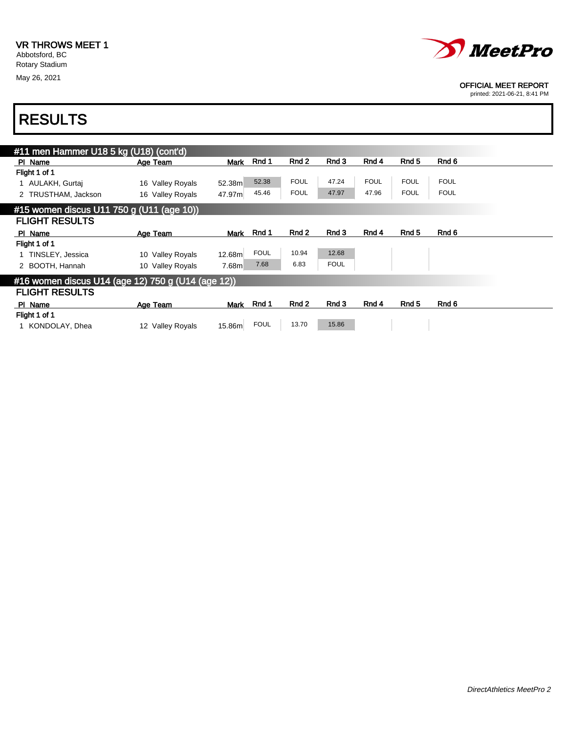VR THROWS MEET 1
Abbotsford, BC
Rotary Stadium
May 26, 2021

OFFICIAL MEET REPORT
printed: 2021-06-21, 8:41 PM

# RESULTS

## #11 men Hammer U18 5 kg (U18) (cont'd)

Flight 1 of 1

| Pl | Name | Age | Team | Mark | Rnd 1 | Rnd 2 | Rnd 3 | Rnd 4 | Rnd 5 | Rnd 6 |
|---|---|---|---|---|---|---|---|---|---|---|
| 1 | AULAKH, Gurtaj | 16 | Valley Royals | 52.38m | 52.38 | FOUL | 47.24 | FOUL | FOUL | FOUL |
| 2 | TRUSTHAM, Jackson | 16 | Valley Royals | 47.97m | 45.46 | FOUL | 47.97 | 47.96 | FOUL | FOUL |

## #15 women discus U11 750 g (U11 (age 10))

### FLIGHT RESULTS

Flight 1 of 1

| Pl | Name | Age | Team | Mark | Rnd 1 | Rnd 2 | Rnd 3 | Rnd 4 | Rnd 5 | Rnd 6 |
|---|---|---|---|---|---|---|---|---|---|---|
| 1 | TINSLEY, Jessica | 10 | Valley Royals | 12.68m | FOUL | 10.94 | 12.68 | | | |
| 2 | BOOTH, Hannah | 10 | Valley Royals | 7.68m | 7.68 | 6.83 | FOUL | | | |

## #16 women discus U14 (age 12) 750 g (U14 (age 12))

### FLIGHT RESULTS

Flight 1 of 1

| Pl | Name | Age | Team | Mark | Rnd 1 | Rnd 2 | Rnd 3 | Rnd 4 | Rnd 5 | Rnd 6 |
|---|---|---|---|---|---|---|---|---|---|---|
| 1 | KONDOLAY, Dhea | 12 | Valley Royals | 15.86m | FOUL | 13.70 | 15.86 | | | |

*DirectAthletics MeetPro 2*